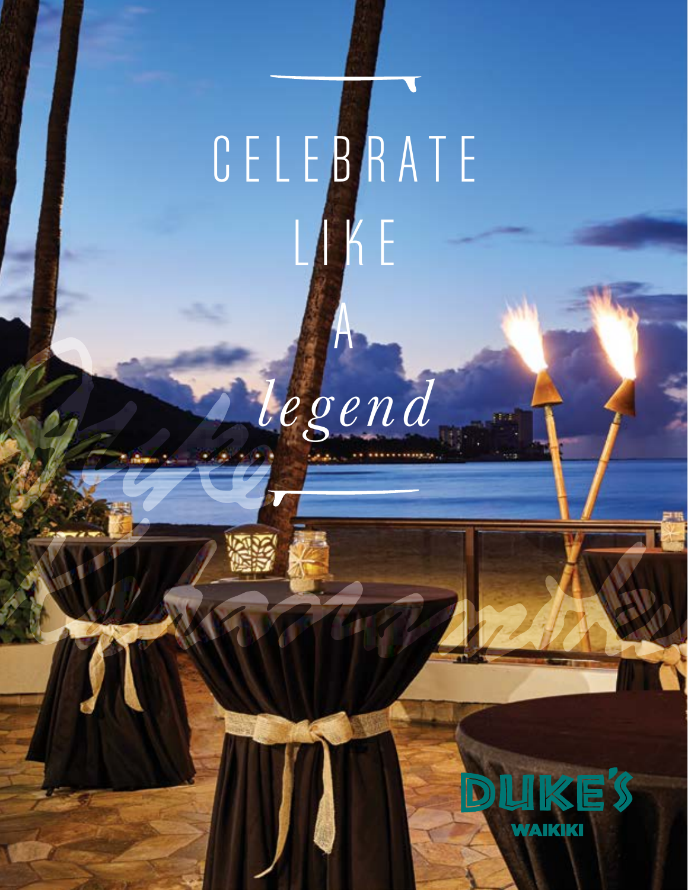# CELEBRATE LIKE A *legend*

DUKE'S

WAIKIKI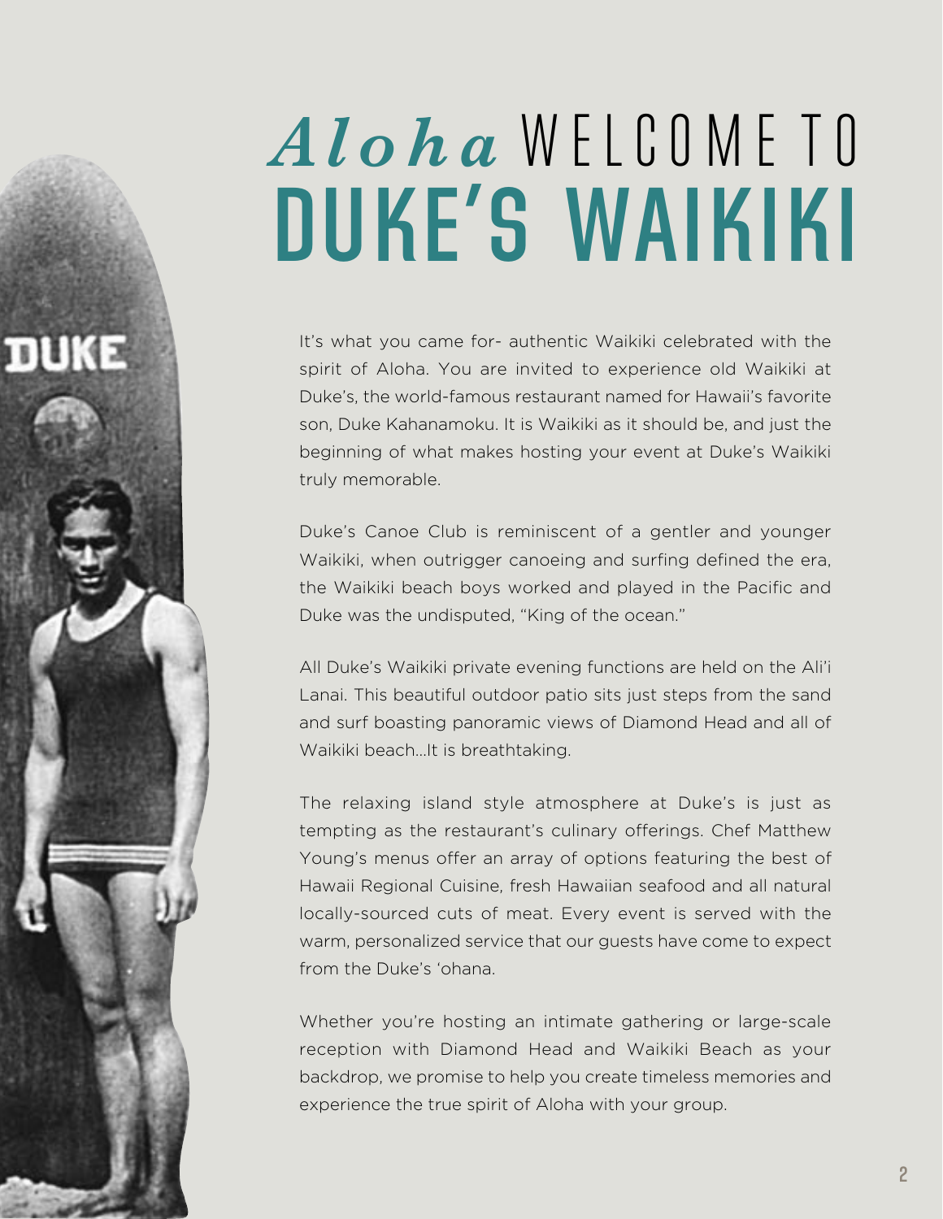# *Aloha* WELCOME TO DUKE'S WAIKIKI

It's what you came for- authentic Waikiki celebrated with the spirit of Aloha. You are invited to experience old Waikiki at Duke's, the world-famous restaurant named for Hawaii's favorite son, Duke Kahanamoku. It is Waikiki as it should be, and just the beginning of what makes hosting your event at Duke's Waikiki truly memorable.

Duke's Canoe Club is reminiscent of a gentler and younger Waikiki, when outrigger canoeing and surfing defined the era, the Waikiki beach boys worked and played in the Pacific and Duke was the undisputed, "King of the ocean."

All Duke's Waikiki private evening functions are held on the Ali'i Lanai. This beautiful outdoor patio sits just steps from the sand and surf boasting panoramic views of Diamond Head and all of Waikiki beach...It is breathtaking.

The relaxing island style atmosphere at Duke's is just as tempting as the restaurant's culinary offerings. Chef Matthew Young's menus offer an array of options featuring the best of Hawaii Regional Cuisine, fresh Hawaiian seafood and all natural locally-sourced cuts of meat. Every event is served with the warm, personalized service that our guests have come to expect from the Duke's 'ohana.

Whether you're hosting an intimate gathering or large-scale reception with Diamond Head and Waikiki Beach as your backdrop, we promise to help you create timeless memories and experience the true spirit of Aloha with your group.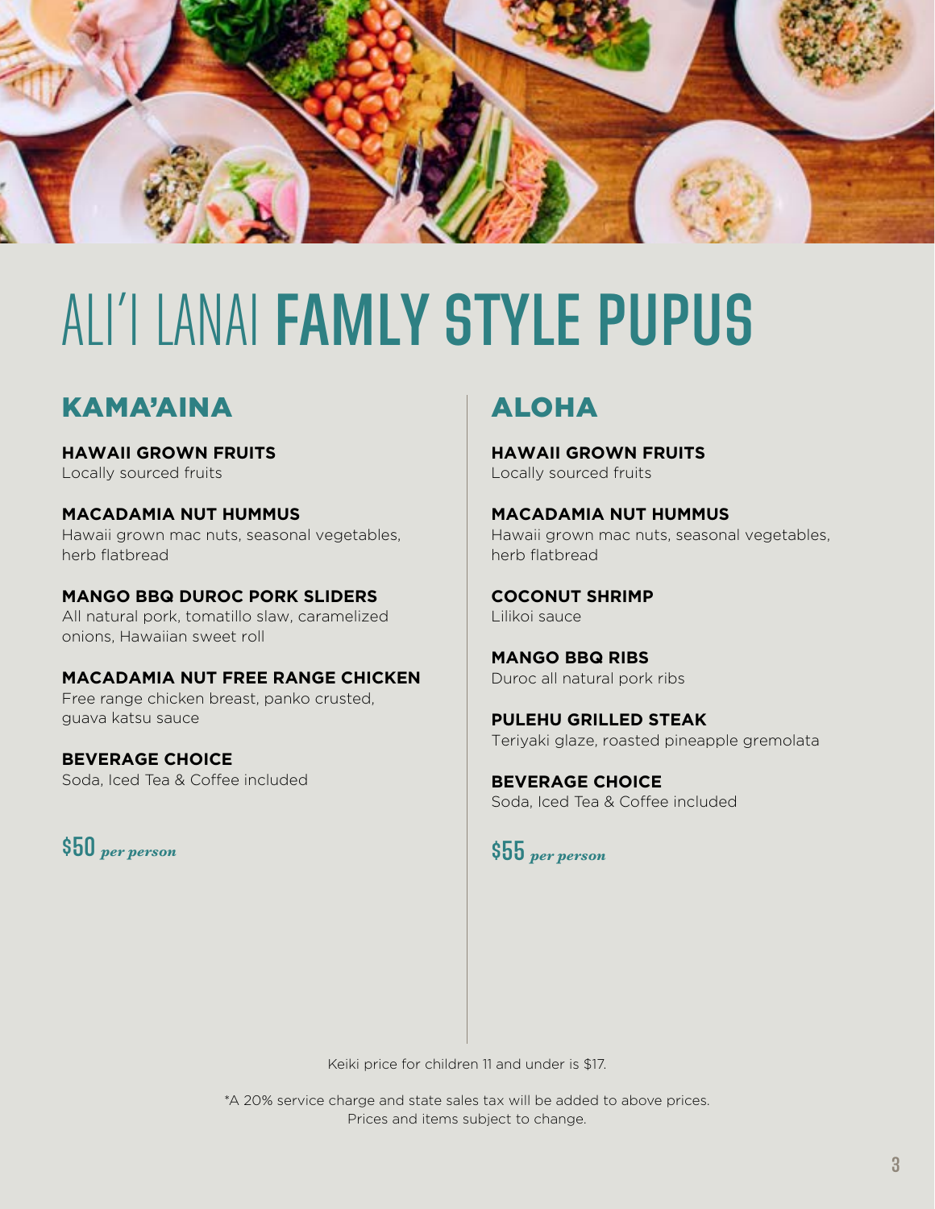# ALI'I LANAI **FAMLY STYLE PUPUS**

## KAMA'AINA

**HAWAII GROWN FRUITS**
Locally sourced fruits

**MACADAMIA NUT HUMMUS**
Hawaii grown mac nuts, seasonal vegetables, herb flatbread

**MANGO BBQ DUROC PORK SLIDERS**
All natural pork, tomatillo slaw, caramelized onions, Hawaiian sweet roll

**MACADAMIA NUT FREE RANGE CHICKEN**
Free range chicken breast, panko crusted, guava katsu sauce

**BEVERAGE CHOICE**
Soda, Iced Tea & Coffee included

**$50** *per person*

## ALOHA

**HAWAII GROWN FRUITS**
Locally sourced fruits

**MACADAMIA NUT HUMMUS**
Hawaii grown mac nuts, seasonal vegetables, herb flatbread

**COCONUT SHRIMP**
Lilikoi sauce

**MANGO BBQ RIBS**
Duroc all natural pork ribs

**PULEHU GRILLED STEAK**
Teriyaki glaze, roasted pineapple gremolata

**BEVERAGE CHOICE**
Soda, Iced Tea & Coffee included

**$55** *per person*

Keiki price for children 11 and under is $17.

*A 20% service charge and state sales tax will be added to above prices.
Prices and items subject to change.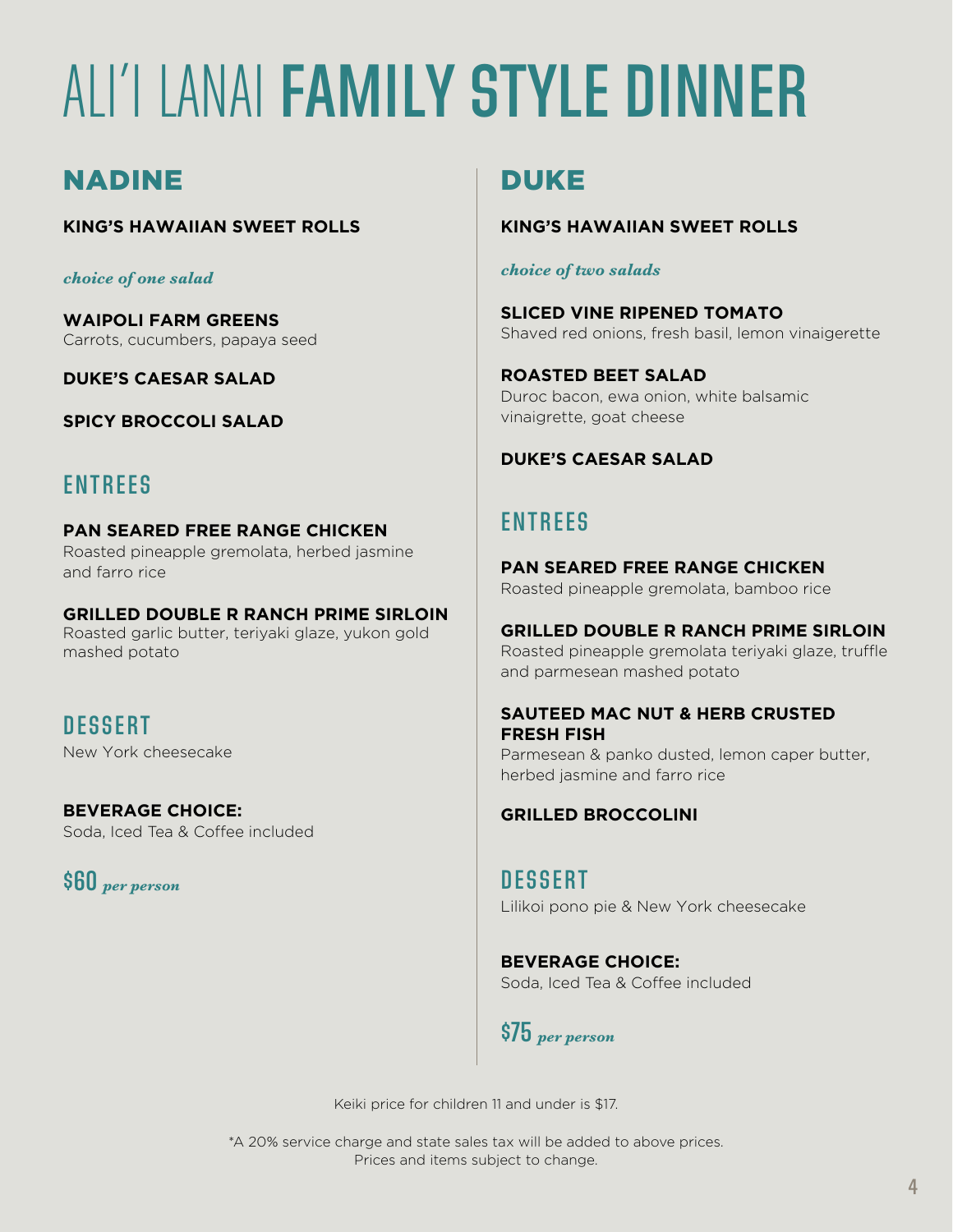# ALI'I LANAI FAMILY STYLE DINNER

## NADINE

**KING'S HAWAIIAN SWEET ROLLS**

***choice of one salad***

**WAIPOLI FARM GREENS**
Carrots, cucumbers, papaya seed

**DUKE'S CAESAR SALAD**

**SPICY BROCCOLI SALAD**

### ENTREES

**PAN SEARED FREE RANGE CHICKEN**
Roasted pineapple gremolata, herbed jasmine and farro rice

**GRILLED DOUBLE R RANCH PRIME SIRLOIN**
Roasted garlic butter, teriyaki glaze, yukon gold mashed potato

### DESSERT

New York cheesecake

**BEVERAGE CHOICE:**
Soda, Iced Tea & Coffee included

**$60** ***per person***

## DUKE

**KING'S HAWAIIAN SWEET ROLLS**

***choice of two salads***

**SLICED VINE RIPENED TOMATO**
Shaved red onions, fresh basil, lemon vinaigerette

**ROASTED BEET SALAD**
Duroc bacon, ewa onion, white balsamic vinaigrette, goat cheese

**DUKE'S CAESAR SALAD**

### ENTREES

**PAN SEARED FREE RANGE CHICKEN**
Roasted pineapple gremolata, bamboo rice

**GRILLED DOUBLE R RANCH PRIME SIRLOIN**
Roasted pineapple gremolata teriyaki glaze, truffle and parmesean mashed potato

**SAUTEED MAC NUT & HERB CRUSTED FRESH FISH**
Parmesean & panko dusted, lemon caper butter, herbed jasmine and farro rice

**GRILLED BROCCOLINI**

### DESSERT

Lilikoi pono pie & New York cheesecake

**BEVERAGE CHOICE:**
Soda, Iced Tea & Coffee included

**$75** ***per person***

Keiki price for children 11 and under is $17.

*A 20% service charge and state sales tax will be added to above prices.
Prices and items subject to change.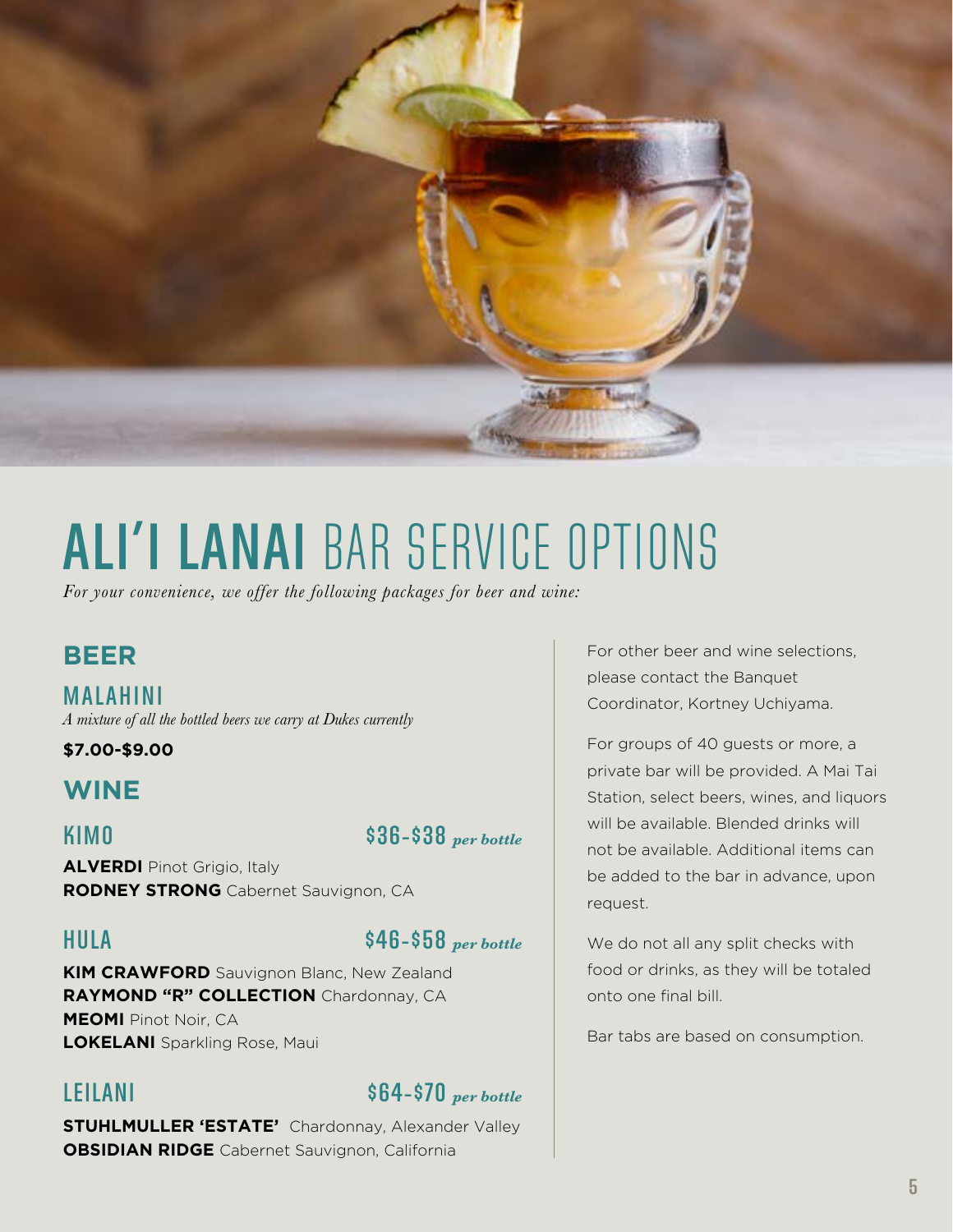# **ALI'I LANAI** BAR SERVICE OPTIONS

*For your convenience, we offer the following packages for beer and wine:*

## BEER

### MALAHINI

*A mixture of all the bottled beers we carry at Dukes currently*

**$7.00-$9.00**

## WINE

### KIMO — $36-$38 *per bottle*

**ALVERDI** Pinot Grigio, Italy
**RODNEY STRONG** Cabernet Sauvignon, CA

### HULA — $46-$58 *per bottle*

**KIM CRAWFORD** Sauvignon Blanc, New Zealand
**RAYMOND "R" COLLECTION** Chardonnay, CA
**MEOMI** Pinot Noir, CA
**LOKELANI** Sparkling Rose, Maui

### LEILANI — $64-$70 *per bottle*

**STUHLMULLER 'ESTATE'** Chardonnay, Alexander Valley
**OBSIDIAN RIDGE** Cabernet Sauvignon, California

For other beer and wine selections, please contact the Banquet Coordinator, Kortney Uchiyama.

For groups of 40 guests or more, a private bar will be provided. A Mai Tai Station, select beers, wines, and liquors will be available. Blended drinks will not be available. Additional items can be added to the bar in advance, upon request.

We do not all any split checks with food or drinks, as they will be totaled onto one final bill.

Bar tabs are based on consumption.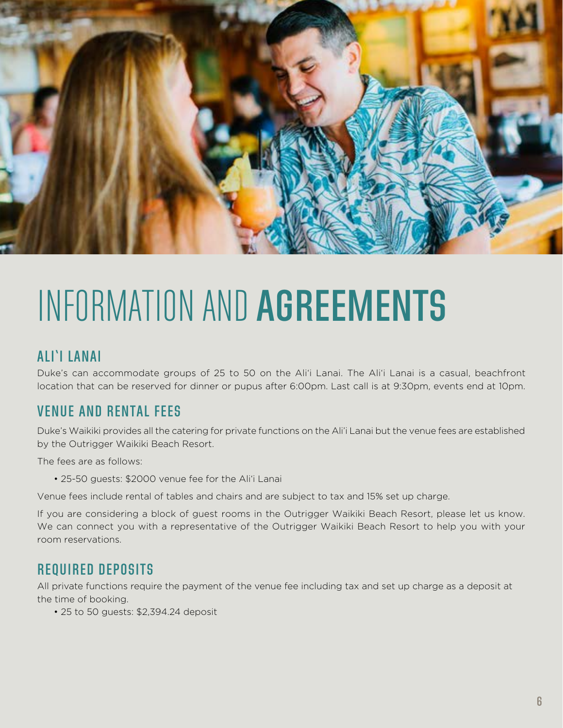# INFORMATION AND **AGREEMENTS**

## ALI`I LANAI

Duke's can accommodate groups of 25 to 50 on the Ali'i Lanai. The Ali'i Lanai is a casual, beachfront location that can be reserved for dinner or pupus after 6:00pm. Last call is at 9:30pm, events end at 10pm.

## VENUE AND RENTAL FEES

Duke's Waikiki provides all the catering for private functions on the Ali'i Lanai but the venue fees are established by the Outrigger Waikiki Beach Resort.

The fees are as follows:

- 25-50 guests: $2000 venue fee for the Ali'i Lanai

Venue fees include rental of tables and chairs and are subject to tax and 15% set up charge.

If you are considering a block of guest rooms in the Outrigger Waikiki Beach Resort, please let us know. We can connect you with a representative of the Outrigger Waikiki Beach Resort to help you with your room reservations.

## REQUIRED DEPOSITS

All private functions require the payment of the venue fee including tax and set up charge as a deposit at the time of booking.

- 25 to 50 guests: $2,394.24 deposit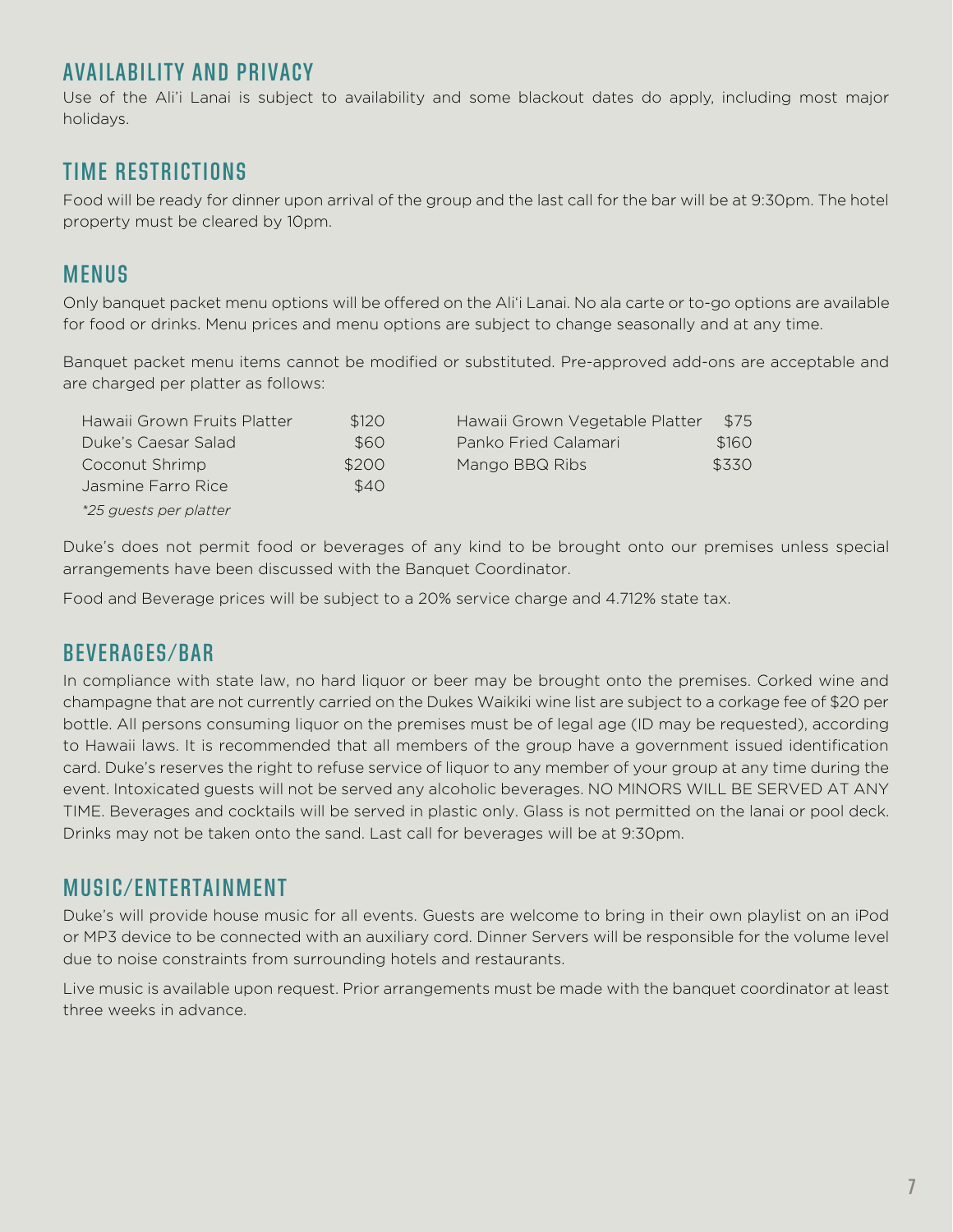## AVAILABILITY AND PRIVACY

Use of the Ali'i Lanai is subject to availability and some blackout dates do apply, including most major holidays.

## TIME RESTRICTIONS

Food will be ready for dinner upon arrival of the group and the last call for the bar will be at 9:30pm. The hotel property must be cleared by 10pm.

## MENUS

Only banquet packet menu options will be offered on the Ali'i Lanai. No ala carte or to-go options are available for food or drinks. Menu prices and menu options are subject to change seasonally and at any time.

Banquet packet menu items cannot be modified or substituted. Pre-approved add-ons are acceptable and are charged per platter as follows:

| Item | Price | Item | Price |
|---|---|---|---|
| Hawaii Grown Fruits Platter | $120 | Hawaii Grown Vegetable Platter | $75 |
| Duke's Caesar Salad | $60 | Panko Fried Calamari | $160 |
| Coconut Shrimp | $200 | Mango BBQ Ribs | $330 |
| Jasmine Farro Rice | $40 | | |

*\*25 guests per platter*

Duke's does not permit food or beverages of any kind to be brought onto our premises unless special arrangements have been discussed with the Banquet Coordinator.

Food and Beverage prices will be subject to a 20% service charge and 4.712% state tax.

## BEVERAGES/BAR

In compliance with state law, no hard liquor or beer may be brought onto the premises. Corked wine and champagne that are not currently carried on the Dukes Waikiki wine list are subject to a corkage fee of $20 per bottle. All persons consuming liquor on the premises must be of legal age (ID may be requested), according to Hawaii laws. It is recommended that all members of the group have a government issued identification card. Duke's reserves the right to refuse service of liquor to any member of your group at any time during the event. Intoxicated guests will not be served any alcoholic beverages. NO MINORS WILL BE SERVED AT ANY TIME. Beverages and cocktails will be served in plastic only. Glass is not permitted on the lanai or pool deck. Drinks may not be taken onto the sand. Last call for beverages will be at 9:30pm.

## MUSIC/ENTERTAINMENT

Duke's will provide house music for all events. Guests are welcome to bring in their own playlist on an iPod or MP3 device to be connected with an auxiliary cord. Dinner Servers will be responsible for the volume level due to noise constraints from surrounding hotels and restaurants.

Live music is available upon request. Prior arrangements must be made with the banquet coordinator at least three weeks in advance.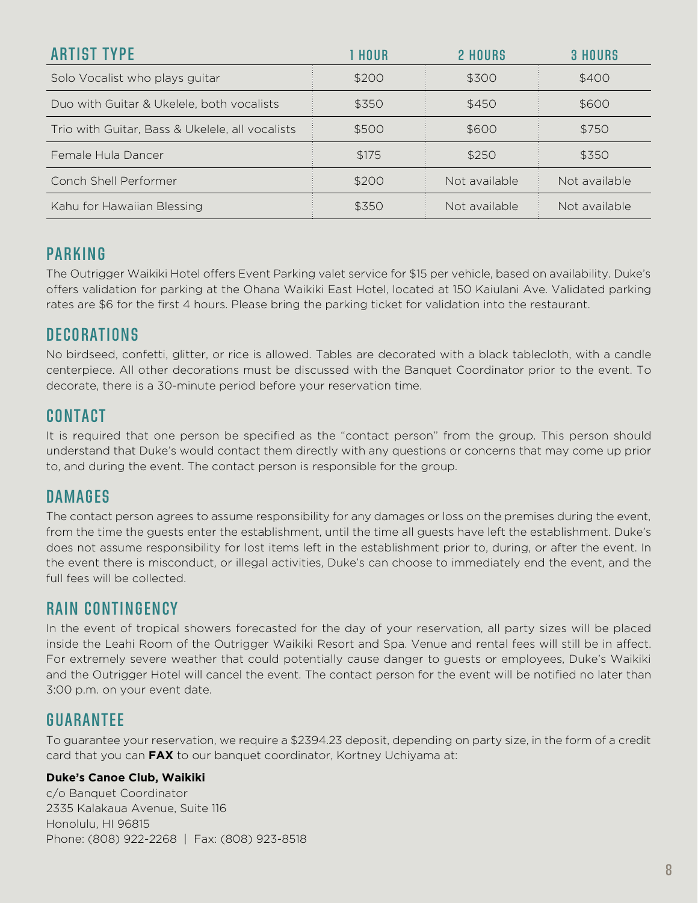| ARTIST TYPE | 1 HOUR | 2 HOURS | 3 HOURS |
|---|---|---|---|
| Solo Vocalist who plays guitar | $200 | $300 | $400 |
| Duo with Guitar & Ukelele, both vocalists | $350 | $450 | $600 |
| Trio with Guitar, Bass & Ukelele, all vocalists | $500 | $600 | $750 |
| Female Hula Dancer | $175 | $250 | $350 |
| Conch Shell Performer | $200 | Not available | Not available |
| Kahu for Hawaiian Blessing | $350 | Not available | Not available |

## PARKING

The Outrigger Waikiki Hotel offers Event Parking valet service for $15 per vehicle, based on availability. Duke's offers validation for parking at the Ohana Waikiki East Hotel, located at 150 Kaiulani Ave. Validated parking rates are $6 for the first 4 hours. Please bring the parking ticket for validation into the restaurant.

## DECORATIONS

No birdseed, confetti, glitter, or rice is allowed. Tables are decorated with a black tablecloth, with a candle centerpiece. All other decorations must be discussed with the Banquet Coordinator prior to the event. To decorate, there is a 30-minute period before your reservation time.

## CONTACT

It is required that one person be specified as the "contact person" from the group. This person should understand that Duke's would contact them directly with any questions or concerns that may come up prior to, and during the event. The contact person is responsible for the group.

## DAMAGES

The contact person agrees to assume responsibility for any damages or loss on the premises during the event, from the time the guests enter the establishment, until the time all guests have left the establishment. Duke's does not assume responsibility for lost items left in the establishment prior to, during, or after the event. In the event there is misconduct, or illegal activities, Duke's can choose to immediately end the event, and the full fees will be collected.

## RAIN CONTINGENCY

In the event of tropical showers forecasted for the day of your reservation, all party sizes will be placed inside the Leahi Room of the Outrigger Waikiki Resort and Spa. Venue and rental fees will still be in affect. For extremely severe weather that could potentially cause danger to guests or employees, Duke's Waikiki and the Outrigger Hotel will cancel the event. The contact person for the event will be notified no later than 3:00 p.m. on your event date.

## GUARANTEE

To guarantee your reservation, we require a $2394.23 deposit, depending on party size, in the form of a credit card that you can **FAX** to our banquet coordinator, Kortney Uchiyama at:

**Duke's Canoe Club, Waikiki**
c/o Banquet Coordinator
2335 Kalakaua Avenue, Suite 116
Honolulu, HI 96815
Phone: (808) 922-2268 | Fax: (808) 923-8518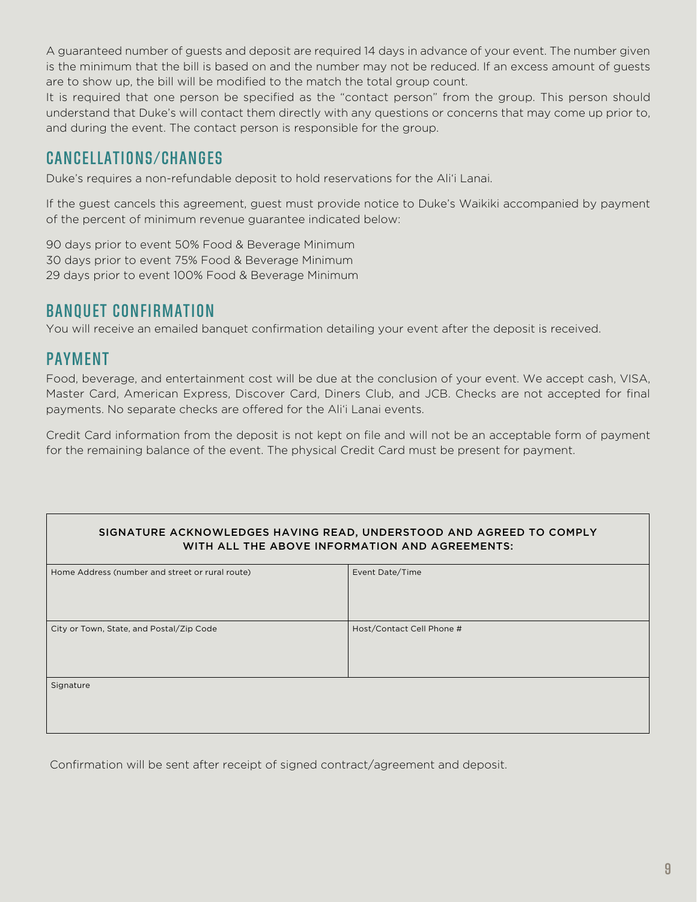A guaranteed number of guests and deposit are required 14 days in advance of your event. The number given is the minimum that the bill is based on and the number may not be reduced. If an excess amount of guests are to show up, the bill will be modified to the match the total group count.

It is required that one person be specified as the "contact person" from the group. This person should understand that Duke's will contact them directly with any questions or concerns that may come up prior to, and during the event. The contact person is responsible for the group.

## CANCELLATIONS/CHANGES

Duke's requires a non-refundable deposit to hold reservations for the Ali'i Lanai.

If the guest cancels this agreement, guest must provide notice to Duke's Waikiki accompanied by payment of the percent of minimum revenue guarantee indicated below:

90 days prior to event 50% Food & Beverage Minimum
30 days prior to event 75% Food & Beverage Minimum
29 days prior to event 100% Food & Beverage Minimum

## BANQUET CONFIRMATION

You will receive an emailed banquet confirmation detailing your event after the deposit is received.

## PAYMENT

Food, beverage, and entertainment cost will be due at the conclusion of your event. We accept cash, VISA, Master Card, American Express, Discover Card, Diners Club, and JCB. Checks are not accepted for final payments. No separate checks are offered for the Ali'i Lanai events.

Credit Card information from the deposit is not kept on file and will not be an acceptable form of payment for the remaining balance of the event. The physical Credit Card must be present for payment.

| SIGNATURE ACKNOWLEDGES HAVING READ, UNDERSTOOD AND AGREED TO COMPLY WITH ALL THE ABOVE INFORMATION AND AGREEMENTS: | |
|---|---|
| Home Address (number and street or rural route) | Event Date/Time |
| City or Town, State, and Postal/Zip Code | Host/Contact Cell Phone # |
| Signature | |

Confirmation will be sent after receipt of signed contract/agreement and deposit.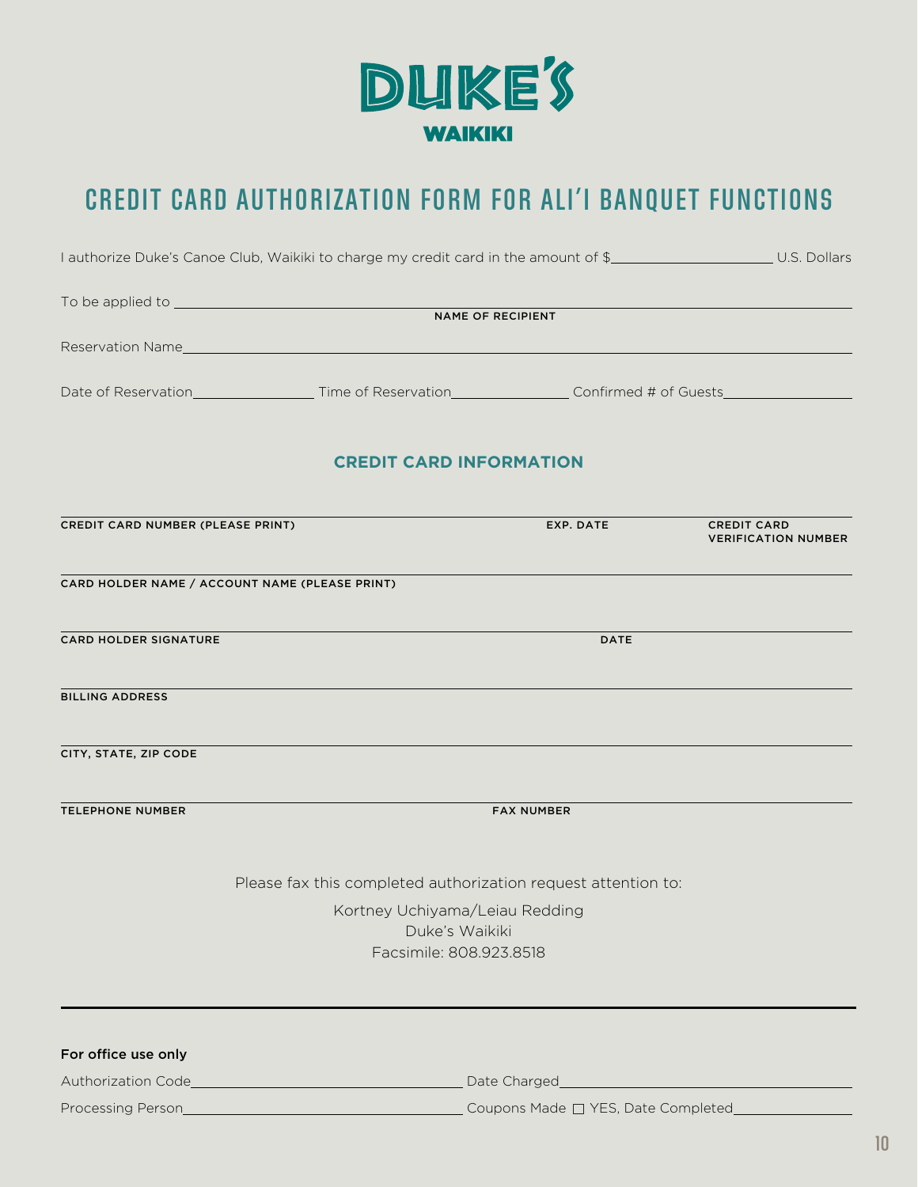# DUKE'S

## WAIKIKI

# CREDIT CARD AUTHORIZATION FORM FOR ALI'I BANQUET FUNCTIONS

I authorize Duke's Canoe Club, Waikiki to charge my credit card in the amount of $\_\_\_\_\_\_\_\_\_\_\_\_\_\_\_\_\_\_\_\_ U.S. Dollars

To be applied to \_\_\_\_\_\_\_\_\_\_\_\_\_\_\_\_\_\_\_\_\_\_\_\_\_\_\_\_\_\_\_\_\_\_\_\_\_\_\_\_
NAME OF RECIPIENT

Reservation Name\_\_\_\_\_\_\_\_\_\_\_\_\_\_\_\_\_\_\_\_\_\_\_\_\_\_\_\_\_\_\_\_\_\_\_\_\_\_\_\_

Date of Reservation\_\_\_\_\_\_\_\_\_\_\_\_\_\_\_ Time of Reservation\_\_\_\_\_\_\_\_\_\_\_\_\_\_\_ Confirmed # of Guests\_\_\_\_\_\_\_\_\_\_\_\_\_\_\_

### CREDIT CARD INFORMATION

\_\_\_\_\_\_\_\_\_\_\_\_\_\_\_\_\_\_\_\_\_\_\_\_\_\_\_\_\_\_\_\_\_\_\_\_\_\_\_\_
**CREDIT CARD NUMBER (PLEASE PRINT)** **EXP. DATE** **CREDIT CARD VERIFICATION NUMBER**

\_\_\_\_\_\_\_\_\_\_\_\_\_\_\_\_\_\_\_\_\_\_\_\_\_\_\_\_\_\_\_\_\_\_\_\_\_\_\_\_
**CARD HOLDER NAME / ACCOUNT NAME (PLEASE PRINT)**

\_\_\_\_\_\_\_\_\_\_\_\_\_\_\_\_\_\_\_\_\_\_\_\_\_\_\_\_\_\_\_\_\_\_\_\_\_\_\_\_
**CARD HOLDER SIGNATURE** **DATE**

\_\_\_\_\_\_\_\_\_\_\_\_\_\_\_\_\_\_\_\_\_\_\_\_\_\_\_\_\_\_\_\_\_\_\_\_\_\_\_\_
**BILLING ADDRESS**

\_\_\_\_\_\_\_\_\_\_\_\_\_\_\_\_\_\_\_\_\_\_\_\_\_\_\_\_\_\_\_\_\_\_\_\_\_\_\_\_
**CITY, STATE, ZIP CODE**

\_\_\_\_\_\_\_\_\_\_\_\_\_\_\_\_\_\_\_\_\_\_\_\_\_\_\_\_\_\_\_\_\_\_\_\_\_\_\_\_
**TELEPHONE NUMBER** **FAX NUMBER**

Please fax this completed authorization request attention to:

Kortney Uchiyama/Leiau Redding
Duke's Waikiki
Facsimile: 808.923.8518

---

**For office use only**

Authorization Code\_\_\_\_\_\_\_\_\_\_\_\_\_\_\_\_\_\_\_\_ Date Charged\_\_\_\_\_\_\_\_\_\_\_\_\_\_\_\_\_\_\_\_

Processing Person\_\_\_\_\_\_\_\_\_\_\_\_\_\_\_\_\_\_\_\_ Coupons Made ☐ YES, Date Completed\_\_\_\_\_\_\_\_\_\_\_\_\_\_\_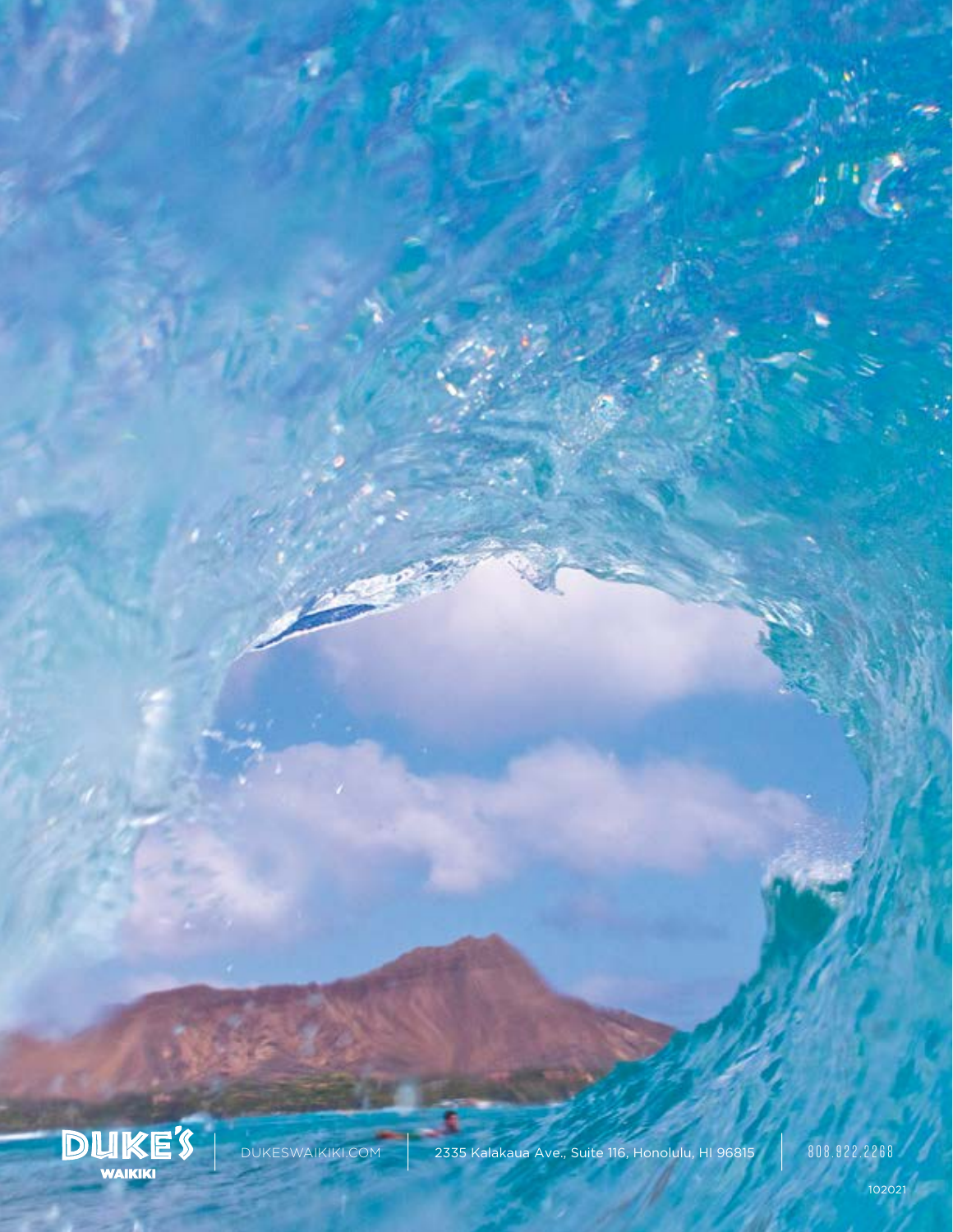DUKE'S WAIKIKI

DUKESWAIKIKI.COM

2335 Kalakaua Ave., Suite 116, Honolulu, HI 96815

808.922.2268

102021